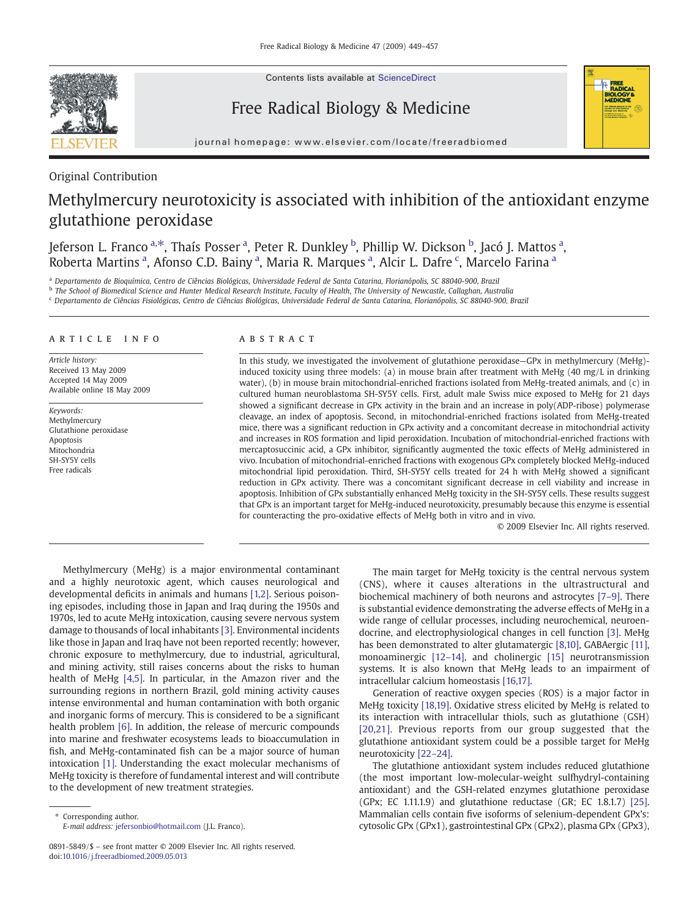Original Contribution

# Methylmercury neurotoxicity is associated with inhibition of the antioxidant enzyme glutathione peroxidase

Jeferson L. Franco [a,*], Thaís Posser [a], Peter R. Dunkley [b], Phillip W. Dickson [b], Jacó J. Mattos [a], Roberta Martins [a], Afonso C.D. Bainy [a], Maria R. Marques [a], Alcir L. Dafre [c], Marcelo Farina [a]

[a] Departamento de Bioquímica, Centro de Ciências Biológicas, Universidade Federal de Santa Catarina, Florianópolis, SC 88040-900, Brazil
[b] The School of Biomedical Science and Hunter Medical Research Institute, Faculty of Health, The University of Newcastle, Callaghan, Australia
[c] Departamento de Ciências Fisiológicas, Centro de Ciências Biológicas, Universidade Federal de Santa Catarina, Florianópolis, SC 88040-900, Brazil

## ARTICLE INFO

*Article history:*
Received 13 May 2009
Accepted 14 May 2009
Available online 18 May 2009

*Keywords:*
Methylmercury
Glutathione peroxidase
Apoptosis
Mitochondria
SH-SY5Y cells
Free radicals

## ABSTRACT

In this study, we investigated the involvement of glutathione peroxidase—GPx in methylmercury (MeHg)-induced toxicity using three models: (a) in mouse brain after treatment with MeHg (40 mg/L in drinking water), (b) in mouse brain mitochondrial-enriched fractions isolated from MeHg-treated animals, and (c) in cultured human neuroblastoma SH-SY5Y cells. First, adult male Swiss mice exposed to MeHg for 21 days showed a significant decrease in GPx activity in the brain and an increase in poly(ADP-ribose) polymerase cleavage, an index of apoptosis. Second, in mitochondrial-enriched fractions isolated from MeHg-treated mice, there was a significant reduction in GPx activity and a concomitant decrease in mitochondrial activity and increases in ROS formation and lipid peroxidation. Incubation of mitochondrial-enriched fractions with mercaptosuccinic acid, a GPx inhibitor, significantly augmented the toxic effects of MeHg administered in vivo. Incubation of mitochondrial-enriched fractions with exogenous GPx completely blocked MeHg-induced mitochondrial lipid peroxidation. Third, SH-SY5Y cells treated for 24 h with MeHg showed a significant reduction in GPx activity. There was a concomitant significant decrease in cell viability and increase in apoptosis. Inhibition of GPx substantially enhanced MeHg toxicity in the SH-SY5Y cells. These results suggest that GPx is an important target for MeHg-induced neurotoxicity, presumably because this enzyme is essential for counteracting the pro-oxidative effects of MeHg both in vitro and in vivo.

© 2009 Elsevier Inc. All rights reserved.

Methylmercury (MeHg) is a major environmental contaminant and a highly neurotoxic agent, which causes neurological and developmental deficits in animals and humans [1,2]. Serious poisoning episodes, including those in Japan and Iraq during the 1950s and 1970s, led to acute MeHg intoxication, causing severe nervous system damage to thousands of local inhabitants [3]. Environmental incidents like those in Japan and Iraq have not been reported recently; however, chronic exposure to methylmercury, due to industrial, agricultural, and mining activity, still raises concerns about the risks to human health of MeHg [4,5]. In particular, in the Amazon river and the surrounding regions in northern Brazil, gold mining activity causes intense environmental and human contamination with both organic and inorganic forms of mercury. This is considered to be a significant health problem [6]. In addition, the release of mercuric compounds into marine and freshwater ecosystems leads to bioaccumulation in fish, and MeHg-contaminated fish can be a major source of human intoxication [1]. Understanding the exact molecular mechanisms of MeHg toxicity is therefore of fundamental interest and will contribute to the development of new treatment strategies.

The main target for MeHg toxicity is the central nervous system (CNS), where it causes alterations in the ultrastructural and biochemical machinery of both neurons and astrocytes [7–9]. There is substantial evidence demonstrating the adverse effects of MeHg in a wide range of cellular processes, including neurochemical, neuroendocrine, and electrophysiological changes in cell function [3]. MeHg has been demonstrated to alter glutamatergic [8,10], GABAergic [11], monoaminergic [12–14], and cholinergic [15] neurotransmission systems. It is also known that MeHg leads to an impairment of intracellular calcium homeostasis [16,17].

Generation of reactive oxygen species (ROS) is a major factor in MeHg toxicity [18,19]. Oxidative stress elicited by MeHg is related to its interaction with intracellular thiols, such as glutathione (GSH) [20,21]. Previous reports from our group suggested that the glutathione antioxidant system could be a possible target for MeHg neurotoxicity [22–24].

The glutathione antioxidant system includes reduced glutathione (the most important low-molecular-weight sulfhydryl-containing antioxidant) and the GSH-related enzymes glutathione peroxidase (GPx; EC 1.11.1.9) and glutathione reductase (GR; EC 1.8.1.7) [25]. Mammalian cells contain five isoforms of selenium-dependent GPx's: cytosolic GPx (GPx1), gastrointestinal GPx (GPx2), plasma GPx (GPx3),

* Corresponding author.
E-mail address: jefersonbio@hotmail.com (J.L. Franco).

0891-5849/$ – see front matter © 2009 Elsevier Inc. All rights reserved.
doi:10.1016/j.freeradbiomed.2009.05.013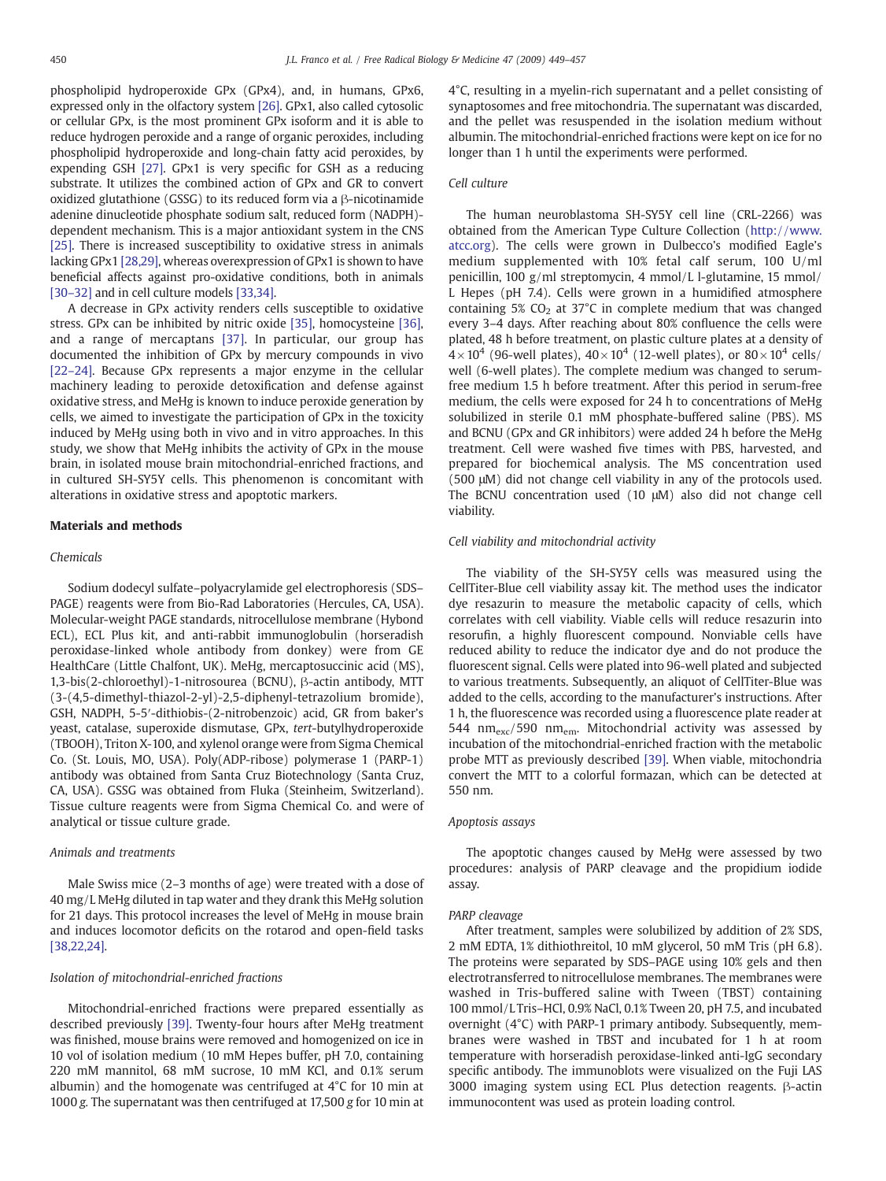phospholipid hydroperoxide GPx (GPx4), and, in humans, GPx6, expressed only in the olfactory system [26]. GPx1, also called cytosolic or cellular GPx, is the most prominent GPx isoform and it is able to reduce hydrogen peroxide and a range of organic peroxides, including phospholipid hydroperoxide and long-chain fatty acid peroxides, by expending GSH [27]. GPx1 is very specific for GSH as a reducing substrate. It utilizes the combined action of GPx and GR to convert oxidized glutathione (GSSG) to its reduced form via a β-nicotinamide adenine dinucleotide phosphate sodium salt, reduced form (NADPH)-dependent mechanism. This is a major antioxidant system in the CNS [25]. There is increased susceptibility to oxidative stress in animals lacking GPx1 [28,29], whereas overexpression of GPx1 is shown to have beneficial affects against pro-oxidative conditions, both in animals [30–32] and in cell culture models [33,34].

A decrease in GPx activity renders cells susceptible to oxidative stress. GPx can be inhibited by nitric oxide [35], homocysteine [36], and a range of mercaptans [37]. In particular, our group has documented the inhibition of GPx by mercury compounds in vivo [22–24]. Because GPx represents a major enzyme in the cellular machinery leading to peroxide detoxification and defense against oxidative stress, and MeHg is known to induce peroxide generation by cells, we aimed to investigate the participation of GPx in the toxicity induced by MeHg using both in vivo and in vitro approaches. In this study, we show that MeHg inhibits the activity of GPx in the mouse brain, in isolated mouse brain mitochondrial-enriched fractions, and in cultured SH-SY5Y cells. This phenomenon is concomitant with alterations in oxidative stress and apoptotic markers.

## Materials and methods

### Chemicals

Sodium dodecyl sulfate–polyacrylamide gel electrophoresis (SDS–PAGE) reagents were from Bio-Rad Laboratories (Hercules, CA, USA). Molecular-weight PAGE standards, nitrocellulose membrane (Hybond ECL), ECL Plus kit, and anti-rabbit immunoglobulin (horseradish peroxidase-linked whole antibody from donkey) were from GE HealthCare (Little Chalfont, UK). MeHg, mercaptosuccinic acid (MS), 1,3-bis(2-chloroethyl)-1-nitrosourea (BCNU), β-actin antibody, MTT (3-(4,5-dimethyl-thiazol-2-yl)-2,5-diphenyl-tetrazolium bromide), GSH, NADPH, 5-5′-dithiobis-(2-nitrobenzoic) acid, GR from baker's yeast, catalase, superoxide dismutase, GPx, *tert*-butylhydroperoxide (TBOOH), Triton X-100, and xylenol orange were from Sigma Chemical Co. (St. Louis, MO, USA). Poly(ADP-ribose) polymerase 1 (PARP-1) antibody was obtained from Santa Cruz Biotechnology (Santa Cruz, CA, USA). GSSG was obtained from Fluka (Steinheim, Switzerland). Tissue culture reagents were from Sigma Chemical Co. and were of analytical or tissue culture grade.

### Animals and treatments

Male Swiss mice (2–3 months of age) were treated with a dose of 40 mg/L MeHg diluted in tap water and they drank this MeHg solution for 21 days. This protocol increases the level of MeHg in mouse brain and induces locomotor deficits on the rotarod and open-field tasks [38,22,24].

### Isolation of mitochondrial-enriched fractions

Mitochondrial-enriched fractions were prepared essentially as described previously [39]. Twenty-four hours after MeHg treatment was finished, mouse brains were removed and homogenized on ice in 10 vol of isolation medium (10 mM Hepes buffer, pH 7.0, containing 220 mM mannitol, 68 mM sucrose, 10 mM KCl, and 0.1% serum albumin) and the homogenate was centrifuged at 4°C for 10 min at 1000 *g*. The supernatant was then centrifuged at 17,500 *g* for 10 min at 4°C, resulting in a myelin-rich supernatant and a pellet consisting of synaptosomes and free mitochondria. The supernatant was discarded, and the pellet was resuspended in the isolation medium without albumin. The mitochondrial-enriched fractions were kept on ice for no longer than 1 h until the experiments were performed.

### Cell culture

The human neuroblastoma SH-SY5Y cell line (CRL-2266) was obtained from the American Type Culture Collection (http://www.atcc.org). The cells were grown in Dulbecco's modified Eagle's medium supplemented with 10% fetal calf serum, 100 U/ml penicillin, 100 g/ml streptomycin, 4 mmol/L l-glutamine, 15 mmol/L Hepes (pH 7.4). Cells were grown in a humidified atmosphere containing 5% $CO_2$ at 37°C in complete medium that was changed every 3–4 days. After reaching about 80% confluence the cells were plated, 48 h before treatment, on plastic culture plates at a density of $4 \times 10^4$ (96-well plates), $40 \times 10^4$ (12-well plates), or $80 \times 10^4$ cells/well (6-well plates). The complete medium was changed to serum-free medium 1.5 h before treatment. After this period in serum-free medium, the cells were exposed for 24 h to concentrations of MeHg solubilized in sterile 0.1 mM phosphate-buffered saline (PBS). MS and BCNU (GPx and GR inhibitors) were added 24 h before the MeHg treatment. Cell were washed five times with PBS, harvested, and prepared for biochemical analysis. The MS concentration used (500 μM) did not change cell viability in any of the protocols used. The BCNU concentration used (10 μM) also did not change cell viability.

### Cell viability and mitochondrial activity

The viability of the SH-SY5Y cells was measured using the CellTiter-Blue cell viability assay kit. The method uses the indicator dye resazurin to measure the metabolic capacity of cells, which correlates with cell viability. Viable cells will reduce resazurin into resorufin, a highly fluorescent compound. Nonviable cells have reduced ability to reduce the indicator dye and do not produce the fluorescent signal. Cells were plated into 96-well plated and subjected to various treatments. Subsequently, an aliquot of CellTiter-Blue was added to the cells, according to the manufacturer's instructions. After 1 h, the fluorescence was recorded using a fluorescence plate reader at 544 $nm_{exc}$/590 $nm_{em}$. Mitochondrial activity was assessed by incubation of the mitochondrial-enriched fraction with the metabolic probe MTT as previously described [39]. When viable, mitochondria convert the MTT to a colorful formazan, which can be detected at 550 nm.

### Apoptosis assays

The apoptotic changes caused by MeHg were assessed by two procedures: analysis of PARP cleavage and the propidium iodide assay.

#### PARP cleavage

After treatment, samples were solubilized by addition of 2% SDS, 2 mM EDTA, 1% dithiothreitol, 10 mM glycerol, 50 mM Tris (pH 6.8). The proteins were separated by SDS–PAGE using 10% gels and then electrotransferred to nitrocellulose membranes. The membranes were washed in Tris-buffered saline with Tween (TBST) containing 100 mmol/L Tris–HCl, 0.9% NaCl, 0.1% Tween 20, pH 7.5, and incubated overnight (4°C) with PARP-1 primary antibody. Subsequently, membranes were washed in TBST and incubated for 1 h at room temperature with horseradish peroxidase-linked anti-IgG secondary specific antibody. The immunoblots were visualized on the Fuji LAS 3000 imaging system using ECL Plus detection reagents. β-actin immunocontent was used as protein loading control.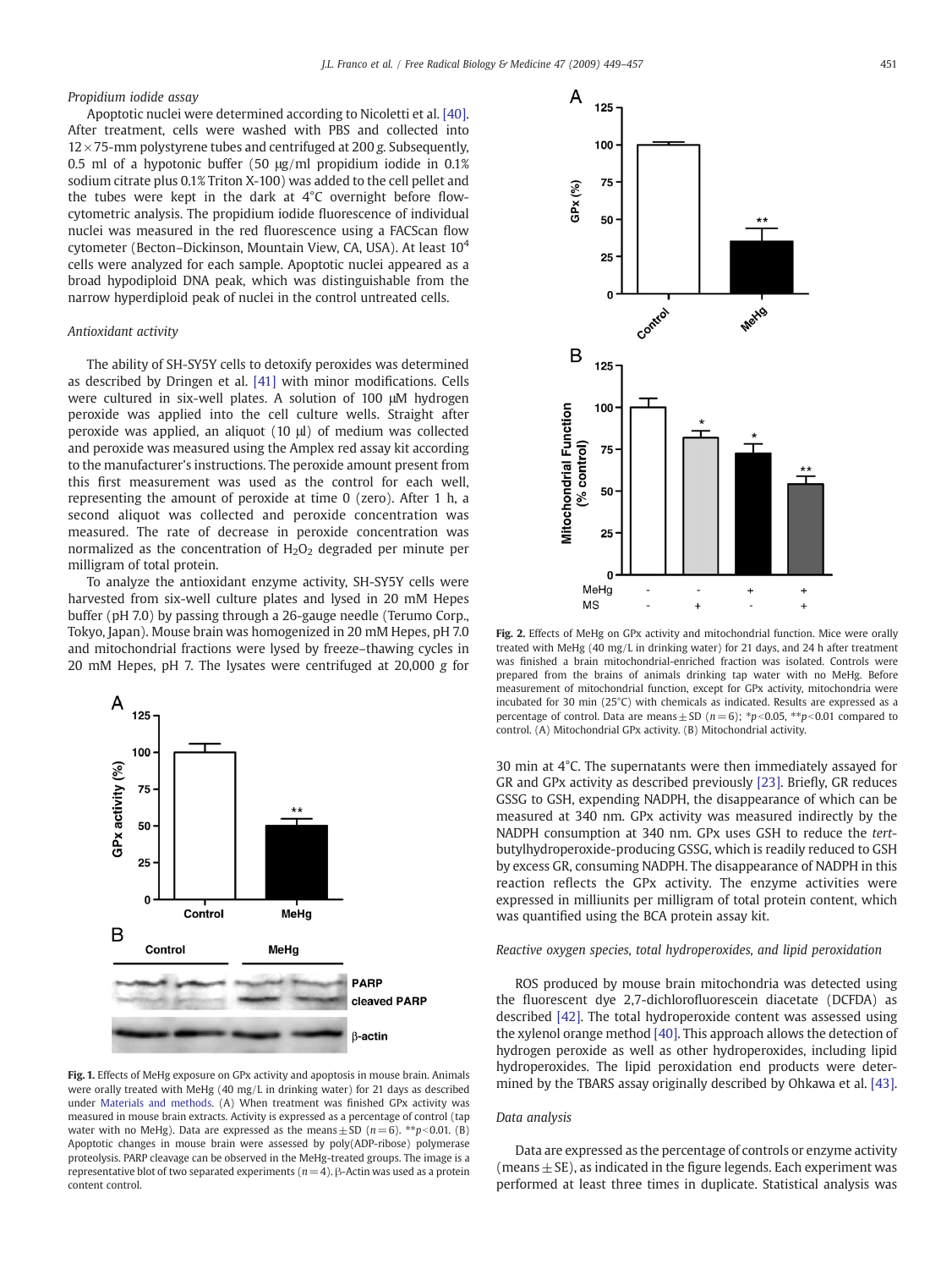### Propidium iodide assay

Apoptotic nuclei were determined according to Nicoletti et al. [40]. After treatment, cells were washed with PBS and collected into 12×75-mm polystyrene tubes and centrifuged at 200 *g*. Subsequently, 0.5 ml of a hypotonic buffer (50 μg/ml propidium iodide in 0.1% sodium citrate plus 0.1% Triton X-100) was added to the cell pellet and the tubes were kept in the dark at 4°C overnight before flow-cytometric analysis. The propidium iodide fluorescence of individual nuclei was measured in the red fluorescence using a FACScan flow cytometer (Becton–Dickinson, Mountain View, CA, USA). At least $10^4$ cells were analyzed for each sample. Apoptotic nuclei appeared as a broad hypodiploid DNA peak, which was distinguishable from the narrow hyperdiploid peak of nuclei in the control untreated cells.

### Antioxidant activity

The ability of SH-SY5Y cells to detoxify peroxides was determined as described by Dringen et al. [41] with minor modifications. Cells were cultured in six-well plates. A solution of 100 μM hydrogen peroxide was applied into the cell culture wells. Straight after peroxide was applied, an aliquot (10 μl) of medium was collected and peroxide was measured using the Amplex red assay kit according to the manufacturer's instructions. The peroxide amount present from this first measurement was used as the control for each well, representing the amount of peroxide at time 0 (zero). After 1 h, a second aliquot was collected and peroxide concentration was measured. The rate of decrease in peroxide concentration was normalized as the concentration of $H_2O_2$ degraded per minute per milligram of total protein.

To analyze the antioxidant enzyme activity, SH-SY5Y cells were harvested from six-well culture plates and lysed in 20 mM Hepes buffer (pH 7.0) by passing through a 26-gauge needle (Terumo Corp., Tokyo, Japan). Mouse brain was homogenized in 20 mM Hepes, pH 7.0 and mitochondrial fractions were lysed by freeze–thawing cycles in 20 mM Hepes, pH 7. The lysates were centrifuged at 20,000 *g* for 30 min at 4°C. The supernatants were then immediately assayed for GR and GPx activity as described previously [23]. Briefly, GR reduces GSSG to GSH, expending NADPH, the disappearance of which can be measured at 340 nm. GPx activity was measured indirectly by the NADPH consumption at 340 nm. GPx uses GSH to reduce the *tert*-butylhydroperoxide-producing GSSG, which is readily reduced to GSH by excess GR, consuming NADPH. The disappearance of NADPH in this reaction reflects the GPx activity. The enzyme activities were expressed in milliunits per milligram of total protein content, which was quantified using the BCA protein assay kit.

**Fig. 1.** Effects of MeHg exposure on GPx activity and apoptosis in mouse brain. Animals were orally treated with MeHg (40 mg/L in drinking water) for 21 days as described under Materials and methods. (A) When treatment was finished GPx activity was measured in mouse brain extracts. Activity is expressed as a percentage of control (tap water with no MeHg). Data are expressed as the means ± SD ($n = 6$). $^{**}p<0.01$. (B) Apoptotic changes in mouse brain were assessed by poly(ADP-ribose) polymerase proteolysis. PARP cleavage can be observed in the MeHg-treated groups. The image is a representative blot of two separated experiments ($n = 4$). β-Actin was used as a protein content control.

**Fig. 2.** Effects of MeHg on GPx activity and mitochondrial function. Mice were orally treated with MeHg (40 mg/L in drinking water) for 21 days, and 24 h after treatment was finished a brain mitochondrial-enriched fraction was isolated. Controls were prepared from the brains of animals drinking tap water with no MeHg. Before measurement of mitochondrial function, except for GPx activity, mitochondria were incubated for 30 min (25°C) with chemicals as indicated. Results are expressed as a percentage of control. Data are means ± SD ($n = 6$); $^{*}p<0.05$, $^{**}p<0.01$ compared to control. (A) Mitochondrial GPx activity. (B) Mitochondrial activity.

### Reactive oxygen species, total hydroperoxides, and lipid peroxidation

ROS produced by mouse brain mitochondria was detected using the fluorescent dye 2,7-dichlorofluorescein diacetate (DCFDA) as described [42]. The total hydroperoxide content was assessed using the xylenol orange method [40]. This approach allows the detection of hydrogen peroxide as well as other hydroperoxides, including lipid hydroperoxides. The lipid peroxidation end products were determined by the TBARS assay originally described by Ohkawa et al. [43].

### Data analysis

Data are expressed as the percentage of controls or enzyme activity (means ± SE), as indicated in the figure legends. Each experiment was performed at least three times in duplicate. Statistical analysis was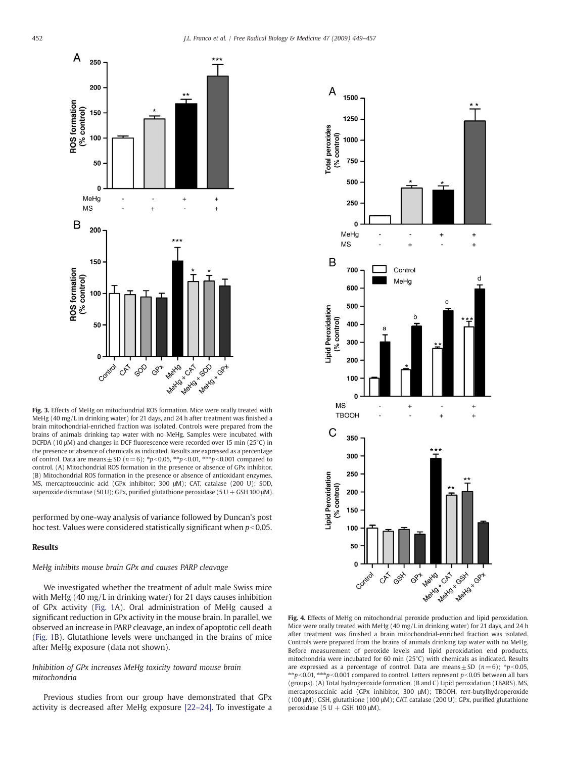**Fig. 3.** Effects of MeHg on mitochondrial ROS formation. Mice were orally treated with MeHg (40 mg/L in drinking water) for 21 days, and 24 h after treatment was finished a brain mitochondrial-enriched fraction was isolated. Controls were prepared from the brains of animals drinking tap water with no MeHg. Samples were incubated with DCFDA (10 μM) and changes in DCF fluorescence were recorded over 15 min (25°C) in the presence or absence of chemicals as indicated. Results are expressed as a percentage of control. Data are means ± SD ($n = 6$); \*$p < 0.05$, \*\*$p < 0.01$, \*\*\*$p < 0.001$ compared to control. (A) Mitochondrial ROS formation in the presence or absence of GPx inhibitor. (B) Mitochondrial ROS formation in the presence or absence of antioxidant enzymes. MS, mercaptosuccinic acid (GPx inhibitor; 300 μM); CAT, catalase (200 U); SOD, superoxide dismutase (50 U); GPx, purified glutathione peroxidase (5 U + GSH 100 μM).

**Fig. 4.** Effects of MeHg on mitochondrial peroxide production and lipid peroxidation. Mice were orally treated with MeHg (40 mg/L in drinking water) for 21 days, and 24 h after treatment was finished a brain mitochondrial-enriched fraction was isolated. Controls were prepared from the brains of animals drinking tap water with no MeHg. Before measurement of peroxide levels and lipid peroxidation end products, mitochondria were incubated for 60 min (25°C) with chemicals as indicated. Results are expressed as a percentage of control. Data are means ± SD ($n = 6$); \*$p < 0.05$, \*\*$p < 0.01$, \*\*\*$p < 0.001$ compared to control. Letters represent $p < 0.05$ between all bars (groups). (A) Total hydroperoxide formation. (B and C) Lipid peroxidation (TBARS). MS, mercaptosuccinic acid (GPx inhibitor, 300 μM); TBOOH, *tert*-butylhydroperoxide (100 μM); GSH, glutathione (100 μM); CAT, catalase (200 U); GPx, purified glutathione peroxidase (5 U + GSH 100 μM).

performed by one-way analysis of variance followed by Duncan's post hoc test. Values were considered statistically significant when $p < 0.05$.

## Results

### *MeHg inhibits mouse brain GPx and causes PARP cleavage*

We investigated whether the treatment of adult male Swiss mice with MeHg (40 mg/L in drinking water) for 21 days causes inhibition of GPx activity (Fig. 1A). Oral administration of MeHg caused a significant reduction in GPx activity in the mouse brain. In parallel, we observed an increase in PARP cleavage, an index of apoptotic cell death (Fig. 1B). Glutathione levels were unchanged in the brains of mice after MeHg exposure (data not shown).

### *Inhibition of GPx increases MeHg toxicity toward mouse brain mitochondria*

Previous studies from our group have demonstrated that GPx activity is decreased after MeHg exposure [22–24]. To investigate a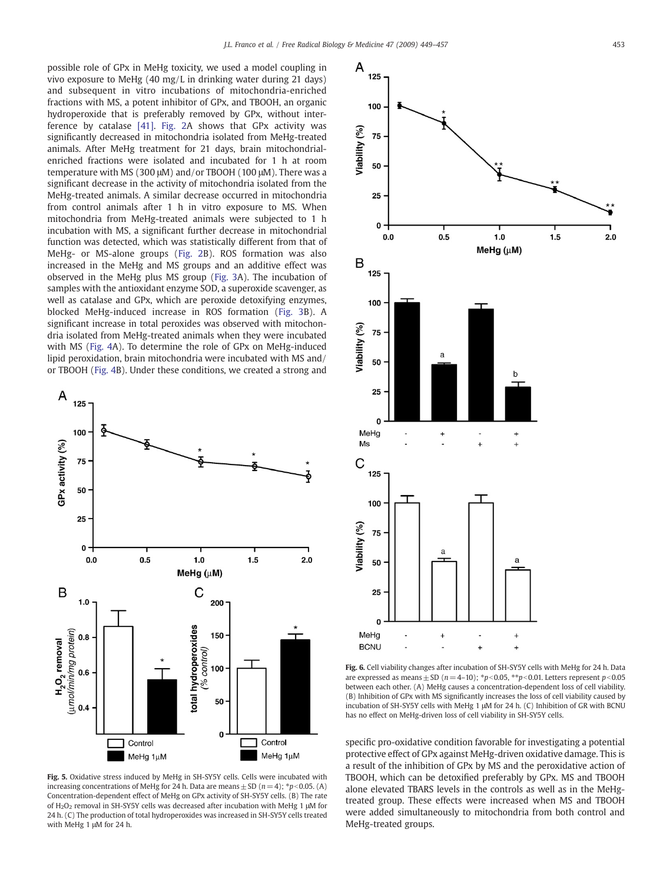possible role of GPx in MeHg toxicity, we used a model coupling in vivo exposure to MeHg (40 mg/L in drinking water during 21 days) and subsequent in vitro incubations of mitochondria-enriched fractions with MS, a potent inhibitor of GPx, and TBOOH, an organic hydroperoxide that is preferably removed by GPx, without interference by catalase [41]. Fig. 2A shows that GPx activity was significantly decreased in mitochondria isolated from MeHg-treated animals. After MeHg treatment for 21 days, brain mitochondrial-enriched fractions were isolated and incubated for 1 h at room temperature with MS (300 μM) and/or TBOOH (100 μM). There was a significant decrease in the activity of mitochondria isolated from the MeHg-treated animals. A similar decrease occurred in mitochondria from control animals after 1 h in vitro exposure to MS. When mitochondria from MeHg-treated animals were subjected to 1 h incubation with MS, a significant further decrease in mitochondrial function was detected, which was statistically different from that of MeHg- or MS-alone groups (Fig. 2B). ROS formation was also increased in the MeHg and MS groups and an additive effect was observed in the MeHg plus MS group (Fig. 3A). The incubation of samples with the antioxidant enzyme SOD, a superoxide scavenger, as well as catalase and GPx, which are peroxide detoxifying enzymes, blocked MeHg-induced increase in ROS formation (Fig. 3B). A significant increase in total peroxides was observed with mitochondria isolated from MeHg-treated animals when they were incubated with MS (Fig. 4A). To determine the role of GPx on MeHg-induced lipid peroxidation, brain mitochondria were incubated with MS and/or TBOOH (Fig. 4B). Under these conditions, we created a strong and specific pro-oxidative condition favorable for investigating a potential protective effect of GPx against MeHg-driven oxidative damage. This is a result of the inhibition of GPx by MS and the peroxidative action of TBOOH, which can be detoxified preferably by GPx. MS and TBOOH alone elevated TBARS levels in the controls as well as in the MeHg-treated group. These effects were increased when MS and TBOOH were added simultaneously to mitochondria from both control and MeHg-treated groups.

**Fig. 5.** Oxidative stress induced by MeHg in SH-SY5Y cells. Cells were incubated with increasing concentrations of MeHg for 24 h. Data are means ± SD ($n = 4$); *$p < 0.05$. (A) Concentration-dependent effect of MeHg on GPx activity of SH-SY5Y cells. (B) The rate of $H_2O_2$ removal in SH-SY5Y cells was decreased after incubation with MeHg 1 μM for 24 h. (C) The production of total hydroperoxides was increased in SH-SY5Y cells treated with MeHg 1 μM for 24 h.

**Fig. 6.** Cell viability changes after incubation of SH-SY5Y cells with MeHg for 24 h. Data are expressed as means ± SD ($n = 4$–$10$); *$p < 0.05$, **$p < 0.01$. Letters represent $p < 0.05$ between each other. (A) MeHg causes a concentration-dependent loss of cell viability. (B) Inhibition of GPx with MS significantly increases the loss of cell viability caused by incubation of SH-SY5Y cells with MeHg 1 μM for 24 h. (C) Inhibition of GR with BCNU has no effect on MeHg-driven loss of cell viability in SH-SY5Y cells.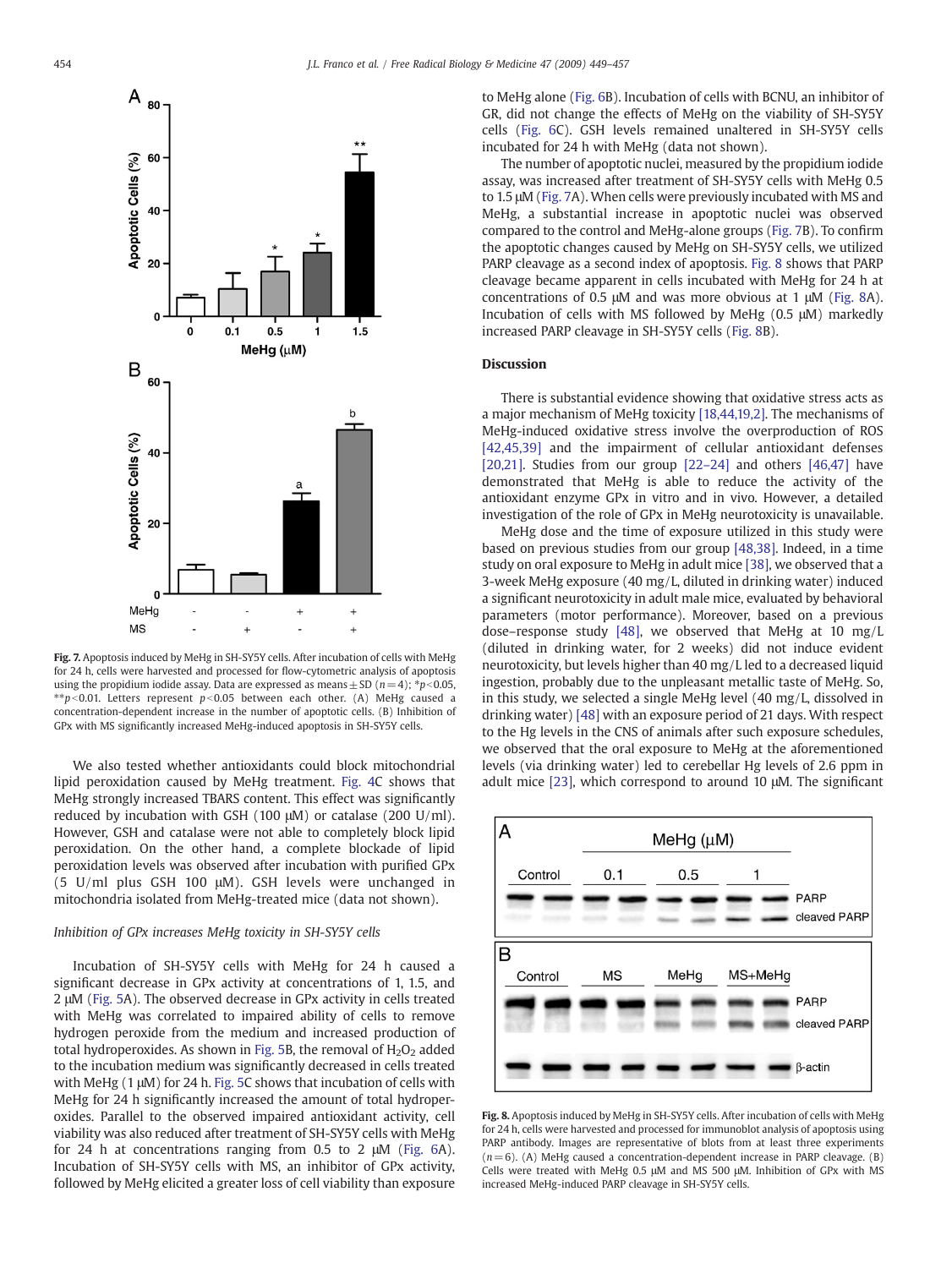Fig. 7. Apoptosis induced by MeHg in SH-SY5Y cells. After incubation of cells with MeHg for 24 h, cells were harvested and processed for flow-cytometric analysis of apoptosis using the propidium iodide assay. Data are expressed as means ± SD ($n = 4$); *$p < 0.05$, **$p < 0.01$. Letters represent $p < 0.05$ between each other. (A) MeHg caused a concentration-dependent increase in the number of apoptotic cells. (B) Inhibition of GPx with MS significantly increased MeHg-induced apoptosis in SH-SY5Y cells.

We also tested whether antioxidants could block mitochondrial lipid peroxidation caused by MeHg treatment. Fig. 4C shows that MeHg strongly increased TBARS content. This effect was significantly reduced by incubation with GSH (100 μM) or catalase (200 U/ml). However, GSH and catalase were not able to completely block lipid peroxidation. On the other hand, a complete blockade of lipid peroxidation levels was observed after incubation with purified GPx (5 U/ml plus GSH 100 μM). GSH levels were unchanged in mitochondria isolated from MeHg-treated mice (data not shown).

*Inhibition of GPx increases MeHg toxicity in SH-SY5Y cells*

Incubation of SH-SY5Y cells with MeHg for 24 h caused a significant decrease in GPx activity at concentrations of 1, 1.5, and 2 μM (Fig. 5A). The observed decrease in GPx activity in cells treated with MeHg was correlated to impaired ability of cells to remove hydrogen peroxide from the medium and increased production of total hydroperoxides. As shown in Fig. 5B, the removal of $H_2O_2$ added to the incubation medium was significantly decreased in cells treated with MeHg (1 μM) for 24 h. Fig. 5C shows that incubation of cells with MeHg for 24 h significantly increased the amount of total hydroperoxides. Parallel to the observed impaired antioxidant activity, cell viability was also reduced after treatment of SH-SY5Y cells with MeHg for 24 h at concentrations ranging from 0.5 to 2 μM (Fig. 6A). Incubation of SH-SY5Y cells with MS, an inhibitor of GPx activity, followed by MeHg elicited a greater loss of cell viability than exposure to MeHg alone (Fig. 6B). Incubation of cells with BCNU, an inhibitor of GR, did not change the effects of MeHg on the viability of SH-SY5Y cells (Fig. 6C). GSH levels remained unaltered in SH-SY5Y cells incubated for 24 h with MeHg (data not shown).

The number of apoptotic nuclei, measured by the propidium iodide assay, was increased after treatment of SH-SY5Y cells with MeHg 0.5 to 1.5 μM (Fig. 7A). When cells were previously incubated with MS and MeHg, a substantial increase in apoptotic nuclei was observed compared to the control and MeHg-alone groups (Fig. 7B). To confirm the apoptotic changes caused by MeHg on SH-SY5Y cells, we utilized PARP cleavage as a second index of apoptosis. Fig. 8 shows that PARP cleavage became apparent in cells incubated with MeHg for 24 h at concentrations of 0.5 μM and was more obvious at 1 μM (Fig. 8A). Incubation of cells with MS followed by MeHg (0.5 μM) markedly increased PARP cleavage in SH-SY5Y cells (Fig. 8B).

## Discussion

There is substantial evidence showing that oxidative stress acts as a major mechanism of MeHg toxicity [18,44,19,2]. The mechanisms of MeHg-induced oxidative stress involve the overproduction of ROS [42,45,39] and the impairment of cellular antioxidant defenses [20,21]. Studies from our group [22–24] and others [46,47] have demonstrated that MeHg is able to reduce the activity of the antioxidant enzyme GPx in vitro and in vivo. However, a detailed investigation of the role of GPx in MeHg neurotoxicity is unavailable.

MeHg dose and the time of exposure utilized in this study were based on previous studies from our group [48,38]. Indeed, in a time study on oral exposure to MeHg in adult mice [38], we observed that a 3-week MeHg exposure (40 mg/L, diluted in drinking water) induced a significant neurotoxicity in adult male mice, evaluated by behavioral parameters (motor performance). Moreover, based on a previous dose–response study [48], we observed that MeHg at 10 mg/L (diluted in drinking water, for 2 weeks) did not induce evident neurotoxicity, but levels higher than 40 mg/L led to a decreased liquid ingestion, probably due to the unpleasant metallic taste of MeHg. So, in this study, we selected a single MeHg level (40 mg/L, dissolved in drinking water) [48] with an exposure period of 21 days. With respect to the Hg levels in the CNS of animals after such exposure schedules, we observed that the oral exposure to MeHg at the aforementioned levels (via drinking water) led to cerebellar Hg levels of 2.6 ppm in adult mice [23], which correspond to around 10 μM. The significant

Fig. 8. Apoptosis induced by MeHg in SH-SY5Y cells. After incubation of cells with MeHg for 24 h, cells were harvested and processed for immunoblot analysis of apoptosis using PARP antibody. Images are representative of blots from at least three experiments ($n = 6$). (A) MeHg caused a concentration-dependent increase in PARP cleavage. (B) Cells were treated with MeHg 0.5 μM and MS 500 μM. Inhibition of GPx with MS increased MeHg-induced PARP cleavage in SH-SY5Y cells.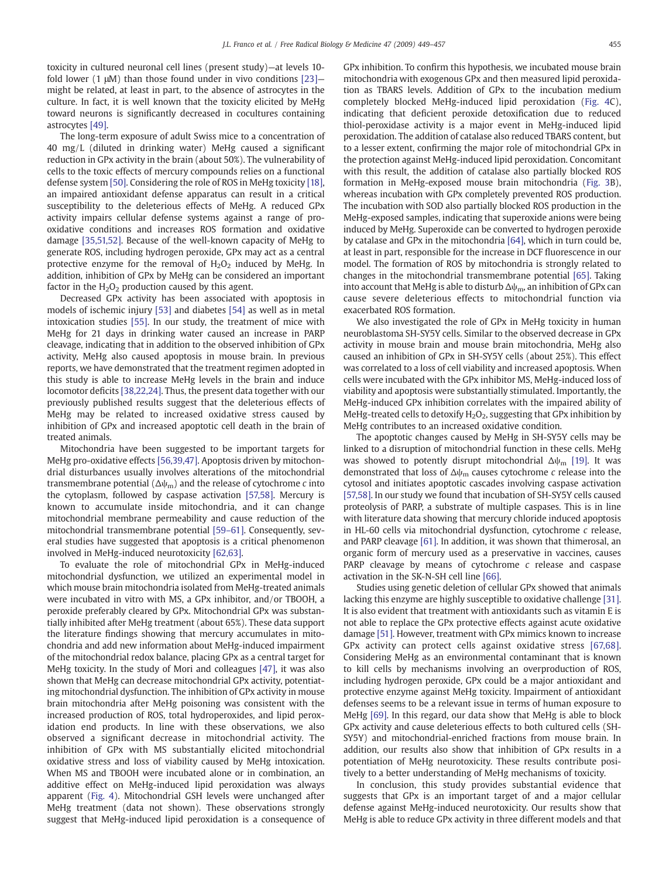toxicity in cultured neuronal cell lines (present study)—at levels 10-fold lower (1 μM) than those found under in vivo conditions [23]—might be related, at least in part, to the absence of astrocytes in the culture. In fact, it is well known that the toxicity elicited by MeHg toward neurons is significantly decreased in cocultures containing astrocytes [49].

The long-term exposure of adult Swiss mice to a concentration of 40 mg/L (diluted in drinking water) MeHg caused a significant reduction in GPx activity in the brain (about 50%). The vulnerability of cells to the toxic effects of mercury compounds relies on a functional defense system [50]. Considering the role of ROS in MeHg toxicity [18], an impaired antioxidant defense apparatus can result in a critical susceptibility to the deleterious effects of MeHg. A reduced GPx activity impairs cellular defense systems against a range of pro-oxidative conditions and increases ROS formation and oxidative damage [35,51,52]. Because of the well-known capacity of MeHg to generate ROS, including hydrogen peroxide, GPx may act as a central protective enzyme for the removal of $H_2O_2$ induced by MeHg. In addition, inhibition of GPx by MeHg can be considered an important factor in the $H_2O_2$ production caused by this agent.

Decreased GPx activity has been associated with apoptosis in models of ischemic injury [53] and diabetes [54] as well as in metal intoxication studies [55]. In our study, the treatment of mice with MeHg for 21 days in drinking water caused an increase in PARP cleavage, indicating that in addition to the observed inhibition of GPx activity, MeHg also caused apoptosis in mouse brain. In previous reports, we have demonstrated that the treatment regimen adopted in this study is able to increase MeHg levels in the brain and induce locomotor deficits [38,22,24]. Thus, the present data together with our previously published results suggest that the deleterious effects of MeHg may be related to increased oxidative stress caused by inhibition of GPx and increased apoptotic cell death in the brain of treated animals.

Mitochondria have been suggested to be important targets for MeHg pro-oxidative effects [56,39,47]. Apoptosis driven by mitochondrial disturbances usually involves alterations of the mitochondrial transmembrane potential ($\Delta\psi_m$) and the release of cytochrome *c* into the cytoplasm, followed by caspase activation [57,58]. Mercury is known to accumulate inside mitochondria, and it can change mitochondrial membrane permeability and cause reduction of the mitochondrial transmembrane potential [59–61]. Consequently, several studies have suggested that apoptosis is a critical phenomenon involved in MeHg-induced neurotoxicity [62,63].

To evaluate the role of mitochondrial GPx in MeHg-induced mitochondrial dysfunction, we utilized an experimental model in which mouse brain mitochondria isolated from MeHg-treated animals were incubated in vitro with MS, a GPx inhibitor, and/or TBOOH, a peroxide preferably cleared by GPx. Mitochondrial GPx was substantially inhibited after MeHg treatment (about 65%). These data support the literature findings showing that mercury accumulates in mitochondria and add new information about MeHg-induced impairment of the mitochondrial redox balance, placing GPx as a central target for MeHg toxicity. In the study of Mori and colleagues [47], it was also shown that MeHg can decrease mitochondrial GPx activity, potentiating mitochondrial dysfunction. The inhibition of GPx activity in mouse brain mitochondria after MeHg poisoning was consistent with the increased production of ROS, total hydroperoxides, and lipid peroxidation end products. In line with these observations, we also observed a significant decrease in mitochondrial activity. The inhibition of GPx with MS substantially elicited mitochondrial oxidative stress and loss of viability caused by MeHg intoxication. When MS and TBOOH were incubated alone or in combination, an additive effect on MeHg-induced lipid peroxidation was always apparent (Fig. 4). Mitochondrial GSH levels were unchanged after MeHg treatment (data not shown). These observations strongly suggest that MeHg-induced lipid peroxidation is a consequence of GPx inhibition. To confirm this hypothesis, we incubated mouse brain mitochondria with exogenous GPx and then measured lipid peroxidation as TBARS levels. Addition of GPx to the incubation medium completely blocked MeHg-induced lipid peroxidation (Fig. 4C), indicating that deficient peroxide detoxification due to reduced thiol-peroxidase activity is a major event in MeHg-induced lipid peroxidation. The addition of catalase also reduced TBARS content, but to a lesser extent, confirming the major role of mitochondrial GPx in the protection against MeHg-induced lipid peroxidation. Concomitant with this result, the addition of catalase also partially blocked ROS formation in MeHg-exposed mouse brain mitochondria (Fig. 3B), whereas incubation with GPx completely prevented ROS production. The incubation with SOD also partially blocked ROS production in the MeHg-exposed samples, indicating that superoxide anions were being induced by MeHg. Superoxide can be converted to hydrogen peroxide by catalase and GPx in the mitochondria [64], which in turn could be, at least in part, responsible for the increase in DCF fluorescence in our model. The formation of ROS by mitochondria is strongly related to changes in the mitochondrial transmembrane potential [65]. Taking into account that MeHg is able to disturb $\Delta\psi_m$, an inhibition of GPx can cause severe deleterious effects to mitochondrial function via exacerbated ROS formation.

We also investigated the role of GPx in MeHg toxicity in human neuroblastoma SH-SY5Y cells. Similar to the observed decrease in GPx activity in mouse brain and mouse brain mitochondria, MeHg also caused an inhibition of GPx in SH-SY5Y cells (about 25%). This effect was correlated to a loss of cell viability and increased apoptosis. When cells were incubated with the GPx inhibitor MS, MeHg-induced loss of viability and apoptosis were substantially stimulated. Importantly, the MeHg-induced GPx inhibition correlates with the impaired ability of MeHg-treated cells to detoxify $H_2O_2$, suggesting that GPx inhibition by MeHg contributes to an increased oxidative condition.

The apoptotic changes caused by MeHg in SH-SY5Y cells may be linked to a disruption of mitochondrial function in these cells. MeHg was showed to potently disrupt mitochondrial $\Delta\psi_m$ [19]. It was demonstrated that loss of $\Delta\psi_m$ causes cytochrome *c* release into the cytosol and initiates apoptotic cascades involving caspase activation [57,58]. In our study we found that incubation of SH-SY5Y cells caused proteolysis of PARP, a substrate of multiple caspases. This is in line with literature data showing that mercury chloride induced apoptosis in HL-60 cells via mitochondrial dysfunction, cytochrome *c* release, and PARP cleavage [61]. In addition, it was shown that thimerosal, an organic form of mercury used as a preservative in vaccines, causes PARP cleavage by means of cytochrome *c* release and caspase activation in the SK-N-SH cell line [66].

Studies using genetic deletion of cellular GPx showed that animals lacking this enzyme are highly susceptible to oxidative challenge [31]. It is also evident that treatment with antioxidants such as vitamin E is not able to replace the GPx protective effects against acute oxidative damage [51]. However, treatment with GPx mimics known to increase GPx activity can protect cells against oxidative stress [67,68]. Considering MeHg as an environmental contaminant that is known to kill cells by mechanisms involving an overproduction of ROS, including hydrogen peroxide, GPx could be a major antioxidant and protective enzyme against MeHg toxicity. Impairment of antioxidant defenses seems to be a relevant issue in terms of human exposure to MeHg [69]. In this regard, our data show that MeHg is able to block GPx activity and cause deleterious effects to both cultured cells (SH-SY5Y) and mitochondrial-enriched fractions from mouse brain. In addition, our results also show that inhibition of GPx results in a potentiation of MeHg neurotoxicity. These results contribute positively to a better understanding of MeHg mechanisms of toxicity.

In conclusion, this study provides substantial evidence that suggests that GPx is an important target of and a major cellular defense against MeHg-induced neurotoxicity. Our results show that MeHg is able to reduce GPx activity in three different models and that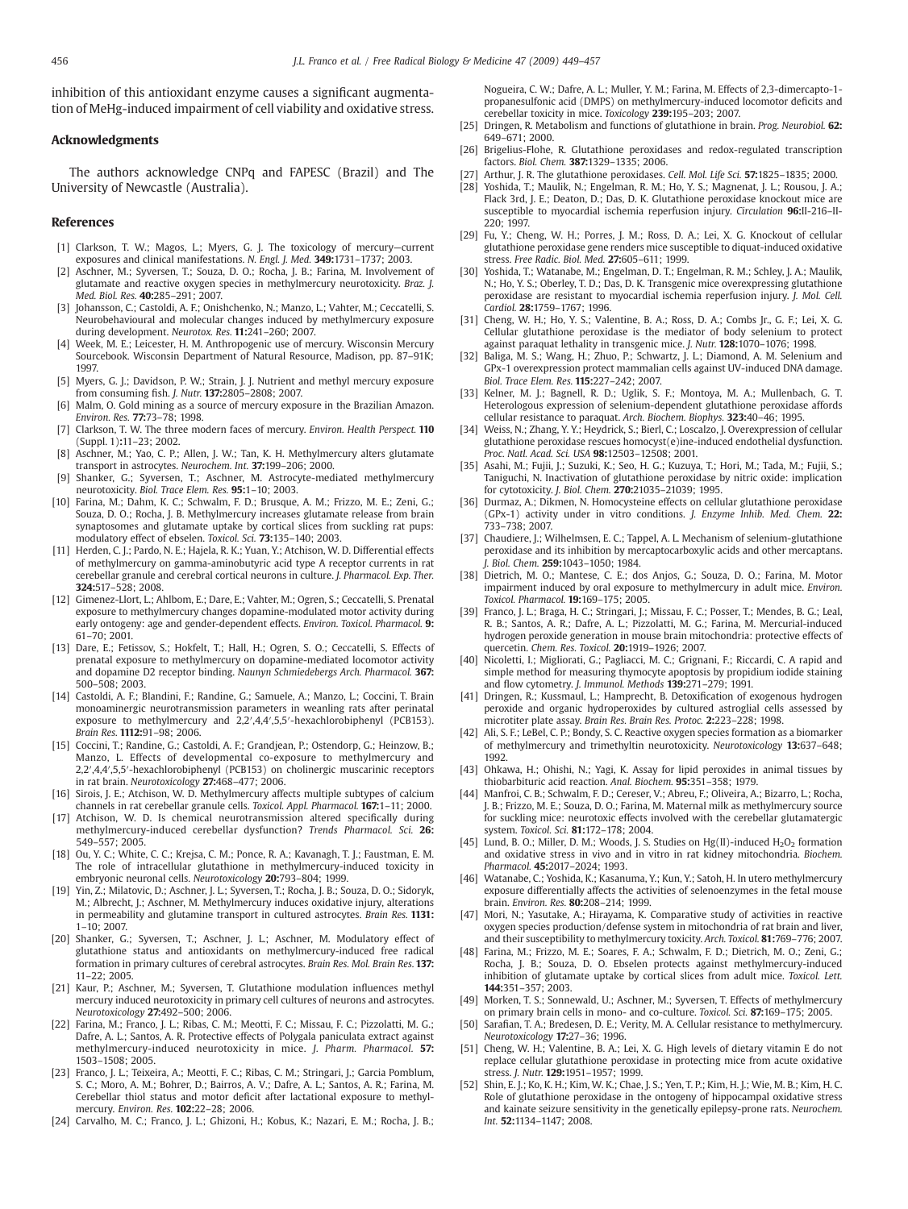inhibition of this antioxidant enzyme causes a significant augmentation of MeHg-induced impairment of cell viability and oxidative stress.

## Acknowledgments

The authors acknowledge CNPq and FAPESC (Brazil) and The University of Newcastle (Australia).

## References

- [1] Clarkson, T. W.; Magos, L.; Myers, G. J. The toxicology of mercury—current exposures and clinical manifestations. *N. Engl. J. Med.* **349:**1731–1737; 2003.
- [2] Aschner, M.; Syversen, T.; Souza, D. O.; Rocha, J. B.; Farina, M. Involvement of glutamate and reactive oxygen species in methylmercury neurotoxicity. *Braz. J. Med. Biol. Res.* **40:**285–291; 2007.
- [3] Johansson, C.; Castoldi, A. F.; Onishchenko, N.; Manzo, L.; Vahter, M.; Ceccatelli, S. Neurobehavioural and molecular changes induced by methylmercury exposure during development. *Neurotox. Res.* **11:**241–260; 2007.
- [4] Week, M. E.; Leicester, H. M. Anthropogenic use of mercury. Wisconsin Mercury Sourcebook. Wisconsin Department of Natural Resource, Madison, pp. 87–91K; 1997.
- [5] Myers, G. J.; Davidson, P. W.; Strain, J. J. Nutrient and methyl mercury exposure from consuming fish. *J. Nutr.* **137:**2805–2808; 2007.
- [6] Malm, O. Gold mining as a source of mercury exposure in the Brazilian Amazon. *Environ. Res.* **77:**73–78; 1998.
- [7] Clarkson, T. W. The three modern faces of mercury. *Environ. Health Perspect.* **110** (Suppl. 1)**:**11–23; 2002.
- [8] Aschner, M.; Yao, C. P.; Allen, J. W.; Tan, K. H. Methylmercury alters glutamate transport in astrocytes. *Neurochem. Int.* **37:**199–206; 2000.
- [9] Shanker, G.; Syversen, T.; Aschner, M. Astrocyte-mediated methylmercury neurotoxicity. *Biol. Trace Elem. Res.* **95:**1–10; 2003.
- [10] Farina, M.; Dahm, K. C.; Schwalm, F. D.; Brusque, A. M.; Frizzo, M. E.; Zeni, G.; Souza, D. O.; Rocha, J. B. Methylmercury increases glutamate release from brain synaptosomes and glutamate uptake by cortical slices from suckling rat pups: modulatory effect of ebselen. *Toxicol. Sci.* **73:**135–140; 2003.
- [11] Herden, C. J.; Pardo, N. E.; Hajela, R. K.; Yuan, Y.; Atchison, W. D. Differential effects of methylmercury on gamma-aminobutyric acid type A receptor currents in rat cerebellar granule and cerebral cortical neurons in culture. *J. Pharmacol. Exp. Ther.* **324:**517–528; 2008.
- [12] Gimenez-Llort, L.; Ahlbom, E.; Dare, E.; Vahter, M.; Ogren, S.; Ceccatelli, S. Prenatal exposure to methylmercury changes dopamine-modulated motor activity during early ontogeny: age and gender-dependent effects. *Environ. Toxicol. Pharmacol.* **9:** 61–70; 2001.
- [13] Dare, E.; Fetissov, S.; Hokfelt, T.; Hall, H.; Ogren, S. O.; Ceccatelli, S. Effects of prenatal exposure to methylmercury on dopamine-mediated locomotor activity and dopamine D2 receptor binding. *Naunyn Schmiedebergs Arch. Pharmacol.* **367:** 500–508; 2003.
- [14] Castoldi, A. F.; Blandini, F.; Randine, G.; Samuele, A.; Manzo, L.; Coccini, T. Brain monoaminergic neurotransmission parameters in weanling rats after perinatal exposure to methylmercury and 2,2′,4,4′,5,5′-hexachlorobiphenyl (PCB153). *Brain Res.* **1112:**91–98; 2006.
- [15] Coccini, T.; Randine, G.; Castoldi, A. F.; Grandjean, P.; Ostendorp, G.; Heinzow, B.; Manzo, L. Effects of developmental co-exposure to methylmercury and 2,2′,4,4′,5,5′-hexachlorobiphenyl (PCB153) on cholinergic muscarinic receptors in rat brain. *Neurotoxicology* **27:**468–477; 2006.
- [16] Sirois, J. E.; Atchison, W. D. Methylmercury affects multiple subtypes of calcium channels in rat cerebellar granule cells. *Toxicol. Appl. Pharmacol.* **167:**1–11; 2000.
- [17] Atchison, W. D. Is chemical neurotransmission altered specifically during methylmercury-induced cerebellar dysfunction? *Trends Pharmacol. Sci.* **26:** 549–557; 2005.
- [18] Ou, Y. C.; White, C. C.; Krejsa, C. M.; Ponce, R. A.; Kavanagh, T. J.; Faustman, E. M. The role of intracellular glutathione in methylmercury-induced toxicity in embryonic neuronal cells. *Neurotoxicology* **20:**793–804; 1999.
- [19] Yin, Z.; Milatovic, D.; Aschner, J. L.; Syversen, T.; Rocha, J. B.; Souza, D. O.; Sidoryk, M.; Albrecht, J.; Aschner, M. Methylmercury induces oxidative injury, alterations in permeability and glutamine transport in cultured astrocytes. *Brain Res.* **1131:** 1–10; 2007.
- [20] Shanker, G.; Syversen, T.; Aschner, J. L.; Aschner, M. Modulatory effect of glutathione status and antioxidants on methylmercury-induced free radical formation in primary cultures of cerebral astrocytes. *Brain Res. Mol. Brain Res.* **137:** 11–22; 2005.
- [21] Kaur, P.; Aschner, M.; Syversen, T. Glutathione modulation influences methyl mercury induced neurotoxicity in primary cell cultures of neurons and astrocytes. *Neurotoxicology* **27:**492–500; 2006.
- [22] Farina, M.; Franco, J. L.; Ribas, C. M.; Meotti, F. C.; Missau, F. C.; Pizzolatti, M. G.; Dafre, A. L.; Santos, A. R. Protective effects of Polygala paniculata extract against methylmercury-induced neurotoxicity in mice. *J. Pharm. Pharmacol.* **57:** 1503–1508; 2005.
- [23] Franco, J. L.; Teixeira, A.; Meotti, F. C.; Ribas, C. M.; Stringari, J.; Garcia Pomblum, S. C.; Moro, A. M.; Bohrer, D.; Bairros, A. V.; Dafre, A. L.; Santos, A. R.; Farina, M. Cerebellar thiol status and motor deficit after lactational exposure to methylmercury. *Environ. Res.* **102:**22–28; 2006.
- [24] Carvalho, M. C.; Franco, J. L.; Ghizoni, H.; Kobus, K.; Nazari, E. M.; Rocha, J. B.; Nogueira, C. W.; Dafre, A. L.; Muller, Y. M.; Farina, M. Effects of 2,3-dimercapto-1-propanesulfonic acid (DMPS) on methylmercury-induced locomotor deficits and cerebellar toxicity in mice. *Toxicology* **239:**195–203; 2007.
- [25] Dringen, R. Metabolism and functions of glutathione in brain. *Prog. Neurobiol.* **62:** 649–671; 2000.
- [26] Brigelius-Flohe, R. Glutathione peroxidases and redox-regulated transcription factors. *Biol. Chem.* **387:**1329–1335; 2006.
- [27] Arthur, J. R. The glutathione peroxidases. *Cell. Mol. Life Sci.* **57:**1825–1835; 2000.
- [28] Yoshida, T.; Maulik, N.; Engelman, R. M.; Ho, Y. S.; Magnenat, J. L.; Rousou, J. A.; Flack 3rd, J. E.; Deaton, D.; Das, D. K. Glutathione peroxidase knockout mice are susceptible to myocardial ischemia reperfusion injury. *Circulation* **96:**II-216–II-220; 1997.
- [29] Fu, Y.; Cheng, W. H.; Porres, J. M.; Ross, D. A.; Lei, X. G. Knockout of cellular glutathione peroxidase gene renders mice susceptible to diquat-induced oxidative stress. *Free Radic. Biol. Med.* **27:**605–611; 1999.
- [30] Yoshida, T.; Watanabe, M.; Engelman, D. T.; Engelman, R. M.; Schley, J. A.; Maulik, N.; Ho, Y. S.; Oberley, T. D.; Das, D. K. Transgenic mice overexpressing glutathione peroxidase are resistant to myocardial ischemia reperfusion injury. *J. Mol. Cell. Cardiol.* **28:**1759–1767; 1996.
- [31] Cheng, W. H.; Ho, Y. S.; Valentine, B. A.; Ross, D. A.; Combs Jr., G. F.; Lei, X. G. Cellular glutathione peroxidase is the mediator of body selenium to protect against paraquat lethality in transgenic mice. *J. Nutr.* **128:**1070–1076; 1998.
- [32] Baliga, M. S.; Wang, H.; Zhuo, P.; Schwartz, J. L.; Diamond, A. M. Selenium and GPx-1 overexpression protect mammalian cells against UV-induced DNA damage. *Biol. Trace Elem. Res.* **115:**227–242; 2007.
- [33] Kelner, M. J.; Bagnell, R. D.; Uglik, S. F.; Montoya, M. A.; Mullenbach, G. T. Heterologous expression of selenium-dependent glutathione peroxidase affords cellular resistance to paraquat. *Arch. Biochem. Biophys.* **323:**40–46; 1995.
- [34] Weiss, N.; Zhang, Y. Y.; Heydrick, S.; Bierl, C.; Loscalzo, J. Overexpression of cellular glutathione peroxidase rescues homocyst(e)ine-induced endothelial dysfunction. *Proc. Natl. Acad. Sci. USA* **98:**12503–12508; 2001.
- [35] Asahi, M.; Fujii, J.; Suzuki, K.; Seo, H. G.; Kuzuya, T.; Hori, M.; Tada, M.; Fujii, S.; Taniguchi, N. Inactivation of glutathione peroxidase by nitric oxide: implication for cytotoxicity. *J. Biol. Chem.* **270:**21035–21039; 1995.
- [36] Durmaz, A.; Dikmen, N. Homocysteine effects on cellular glutathione peroxidase (GPx-1) activity under in vitro conditions. *J. Enzyme Inhib. Med. Chem.* **22:** 733–738; 2007.
- [37] Chaudiere, J.; Wilhelmsen, E. C.; Tappel, A. L. Mechanism of selenium-glutathione peroxidase and its inhibition by mercaptocarboxylic acids and other mercaptans. *J. Biol. Chem.* **259:**1043–1050; 1984.
- [38] Dietrich, M. O.; Mantese, C. E.; dos Anjos, G.; Souza, D. O.; Farina, M. Motor impairment induced by oral exposure to methylmercury in adult mice. *Environ. Toxicol. Pharmacol.* **19:**169–175; 2005.
- [39] Franco, J. L.; Braga, H. C.; Stringari, J.; Missau, F. C.; Posser, T.; Mendes, B. G.; Leal, R. B.; Santos, A. R.; Dafre, A. L.; Pizzolatti, M. G.; Farina, M. Mercurial-induced hydrogen peroxide generation in mouse brain mitochondria: protective effects of quercetin. *Chem. Res. Toxicol.* **20:**1919–1926; 2007.
- [40] Nicoletti, I.; Migliorati, G.; Pagliacci, M. C.; Grignani, F.; Riccardi, C. A rapid and simple method for measuring thymocyte apoptosis by propidium iodide staining and flow cytometry. *J. Immunol. Methods* **139:**271–279; 1991.
- [41] Dringen, R.; Kussmaul, L.; Hamprecht, B. Detoxification of exogenous hydrogen peroxide and organic hydroperoxides by cultured astroglial cells assessed by microtiter plate assay. *Brain Res. Brain Res. Protoc.* **2:**223–228; 1998.
- [42] Ali, S. F.; LeBel, C. P.; Bondy, S. C. Reactive oxygen species formation as a biomarker of methylmercury and trimethyltin neurotoxicity. *Neurotoxicology* **13:**637–648; 1992.
- [43] Ohkawa, H.; Ohishi, N.; Yagi, K. Assay for lipid peroxides in animal tissues by thiobarbituric acid reaction. *Anal. Biochem.* **95:**351–358; 1979.
- [44] Manfroi, C. B.; Schwalm, F. D.; Cereser, V.; Abreu, F.; Oliveira, A.; Bizarro, L.; Rocha, J. B.; Frizzo, M. E.; Souza, D. O.; Farina, M. Maternal milk as methylmercury source for suckling mice: neurotoxic effects involved with the cerebellar glutamatergic system. *Toxicol. Sci.* **81:**172–178; 2004.
- [45] Lund, B. O.; Miller, D. M.; Woods, J. S. Studies on Hg(II)-induced $H_2O_2$ formation and oxidative stress in vivo and in vitro in rat kidney mitochondria. *Biochem. Pharmacol.* **45:**2017–2024; 1993.
- [46] Watanabe, C.; Yoshida, K.; Kasanuma, Y.; Kun, Y.; Satoh, H. In utero methylmercury exposure differentially affects the activities of selenoenzymes in the fetal mouse brain. *Environ. Res.* **80:**208–214; 1999.
- [47] Mori, N.; Yasutake, A.; Hirayama, K. Comparative study of activities in reactive oxygen species production/defense system in mitochondria of rat brain and liver, and their susceptibility to methylmercury toxicity. *Arch. Toxicol.* **81:**769–776; 2007.
- [48] Farina, M.; Frizzo, M. E.; Soares, F. A.; Schwalm, F. D.; Dietrich, M. O.; Zeni, G.; Rocha, J. B.; Souza, D. O. Ebselen protects against methylmercury-induced inhibition of glutamate uptake by cortical slices from adult mice. *Toxicol. Lett.* **144:**351–357; 2003.
- [49] Morken, T. S.; Sonnewald, U.; Aschner, M.; Syversen, T. Effects of methylmercury on primary brain cells in mono- and co-culture. *Toxicol. Sci.* **87:**169–175; 2005.
- [50] Sarafian, T. A.; Bredesen, D. E.; Verity, M. A. Cellular resistance to methylmercury. *Neurotoxicology* **17:**27–36; 1996.
- [51] Cheng, W. H.; Valentine, B. A.; Lei, X. G. High levels of dietary vitamin E do not replace cellular glutathione peroxidase in protecting mice from acute oxidative stress. *J. Nutr.* **129:**1951–1957; 1999.
- [52] Shin, E. J.; Ko, K. H.; Kim, W. K.; Chae, J. S.; Yen, T. P.; Kim, H. J.; Wie, M. B.; Kim, H. C. Role of glutathione peroxidase in the ontogeny of hippocampal oxidative stress and kainate seizure sensitivity in the genetically epilepsy-prone rats. *Neurochem. Int.* **52:**1134–1147; 2008.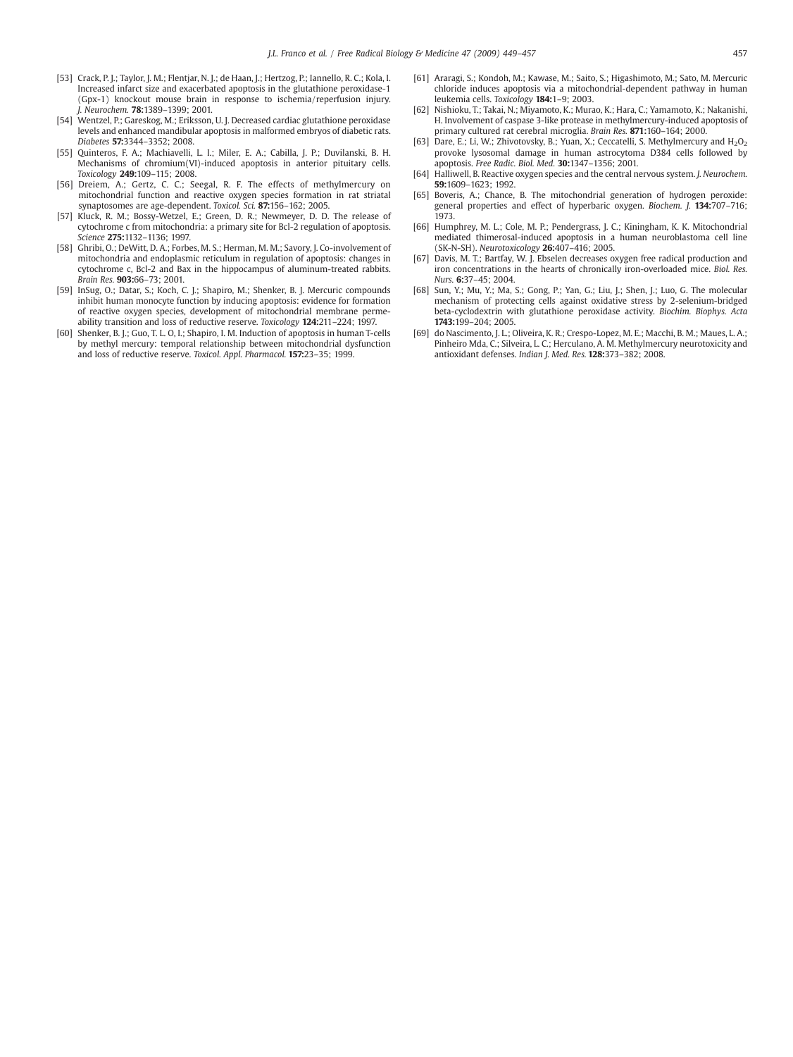[53] Crack, P. J.; Taylor, J. M.; Flentjar, N. J.; de Haan, J.; Hertzog, P.; Iannello, R. C.; Kola, I. Increased infarct size and exacerbated apoptosis in the glutathione peroxidase-1 (Gpx-1) knockout mouse brain in response to ischemia/reperfusion injury. *J. Neurochem.* **78:**1389–1399; 2001.

[54] Wentzel, P.; Gareskog, M.; Eriksson, U. J. Decreased cardiac glutathione peroxidase levels and enhanced mandibular apoptosis in malformed embryos of diabetic rats. *Diabetes* **57:**3344–3352; 2008.

[55] Quinteros, F. A.; Machiavelli, L. I.; Miler, E. A.; Cabilla, J. P.; Duvilanski, B. H. Mechanisms of chromium(VI)-induced apoptosis in anterior pituitary cells. *Toxicology* **249:**109–115; 2008.

[56] Dreiem, A.; Gertz, C. C.; Seegal, R. F. The effects of methylmercury on mitochondrial function and reactive oxygen species formation in rat striatal synaptosomes are age-dependent. *Toxicol. Sci.* **87:**156–162; 2005.

[57] Kluck, R. M.; Bossy-Wetzel, E.; Green, D. R.; Newmeyer, D. D. The release of cytochrome c from mitochondria: a primary site for Bcl-2 regulation of apoptosis. *Science* **275:**1132–1136; 1997.

[58] Ghribi, O.; DeWitt, D. A.; Forbes, M. S.; Herman, M. M.; Savory, J. Co-involvement of mitochondria and endoplasmic reticulum in regulation of apoptosis: changes in cytochrome c, Bcl-2 and Bax in the hippocampus of aluminum-treated rabbits. *Brain Res.* **903:**66–73; 2001.

[59] InSug, O.; Datar, S.; Koch, C. J.; Shapiro, M.; Shenker, B. J. Mercuric compounds inhibit human monocyte function by inducing apoptosis: evidence for formation of reactive oxygen species, development of mitochondrial membrane permeability transition and loss of reductive reserve. *Toxicology* **124:**211–224; 1997.

[60] Shenker, B. J.; Guo, T. L. O, I.; Shapiro, I. M. Induction of apoptosis in human T-cells by methyl mercury: temporal relationship between mitochondrial dysfunction and loss of reductive reserve. *Toxicol. Appl. Pharmacol.* **157:**23–35; 1999.

[61] Araragi, S.; Kondoh, M.; Kawase, M.; Saito, S.; Higashimoto, M.; Sato, M. Mercuric chloride induces apoptosis via a mitochondrial-dependent pathway in human leukemia cells. *Toxicology* **184:**1–9; 2003.

[62] Nishioku, T.; Takai, N.; Miyamoto, K.; Murao, K.; Hara, C.; Yamamoto, K.; Nakanishi, H. Involvement of caspase 3-like protease in methylmercury-induced apoptosis of primary cultured rat cerebral microglia. *Brain Res.* **871:**160–164; 2000.

[63] Dare, E.; Li, W.; Zhivotovsky, B.; Yuan, X.; Ceccatelli, S. Methylmercury and $H_2O_2$ provoke lysosomal damage in human astrocytoma D384 cells followed by apoptosis. *Free Radic. Biol. Med.* **30:**1347–1356; 2001.

[64] Halliwell, B. Reactive oxygen species and the central nervous system. *J. Neurochem.* **59:**1609–1623; 1992.

[65] Boveris, A.; Chance, B. The mitochondrial generation of hydrogen peroxide: general properties and effect of hyperbaric oxygen. *Biochem. J.* **134:**707–716; 1973.

[66] Humphrey, M. L.; Cole, M. P.; Pendergrass, J. C.; Kiningham, K. K. Mitochondrial mediated thimerosal-induced apoptosis in a human neuroblastoma cell line (SK-N-SH). *Neurotoxicology* **26:**407–416; 2005.

[67] Davis, M. T.; Bartfay, W. J. Ebselen decreases oxygen free radical production and iron concentrations in the hearts of chronically iron-overloaded mice. *Biol. Res. Nurs.* **6:**37–45; 2004.

[68] Sun, Y.; Mu, Y.; Ma, S.; Gong, P.; Yan, G.; Liu, J.; Shen, J.; Luo, G. The molecular mechanism of protecting cells against oxidative stress by 2-selenium-bridged beta-cyclodextrin with glutathione peroxidase activity. *Biochim. Biophys. Acta* **1743:**199–204; 2005.

[69] do Nascimento, J. L.; Oliveira, K. R.; Crespo-Lopez, M. E.; Macchi, B. M.; Maues, L. A.; Pinheiro Mda, C.; Silveira, L. C.; Herculano, A. M. Methylmercury neurotoxicity and antioxidant defenses. *Indian J. Med. Res.* **128:**373–382; 2008.